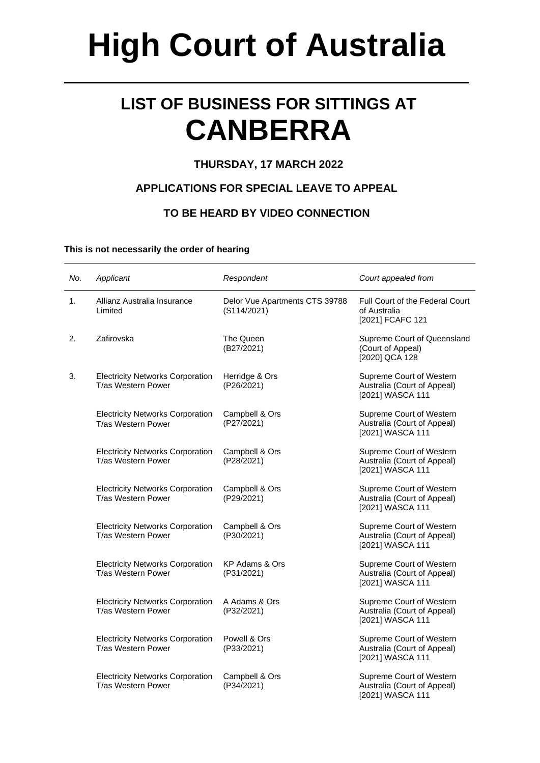# High Court of Australia

## LIST OF BUSINESS FOR SITTINGS AT CANBERRA

### THURSDAY, 17 MARCH 2022

### APPLICATIONS FOR SPECIAL LEAVE TO APPEAL

### TO BE HEARD BY VIDEO CONNECTION

**This is not necessarily the order of hearing**

| *No.* | *Applicant* | *Respondent* | *Court appealed from* |
|---|---|---|---|
| 1. | Allianz Australia Insurance Limited | Delor Vue Apartments CTS 39788 (S114/2021) | Full Court of the Federal Court of Australia [2021] FCAFC 121 |
| 2. | Zafirovska | The Queen (B27/2021) | Supreme Court of Queensland (Court of Appeal) [2020] QCA 128 |
| 3. | Electricity Networks Corporation T/as Western Power | Herridge & Ors (P26/2021) | Supreme Court of Western Australia (Court of Appeal) [2021] WASCA 111 |
| | Electricity Networks Corporation T/as Western Power | Campbell & Ors (P27/2021) | Supreme Court of Western Australia (Court of Appeal) [2021] WASCA 111 |
| | Electricity Networks Corporation T/as Western Power | Campbell & Ors (P28/2021) | Supreme Court of Western Australia (Court of Appeal) [2021] WASCA 111 |
| | Electricity Networks Corporation T/as Western Power | Campbell & Ors (P29/2021) | Supreme Court of Western Australia (Court of Appeal) [2021] WASCA 111 |
| | Electricity Networks Corporation T/as Western Power | Campbell & Ors (P30/2021) | Supreme Court of Western Australia (Court of Appeal) [2021] WASCA 111 |
| | Electricity Networks Corporation T/as Western Power | KP Adams & Ors (P31/2021) | Supreme Court of Western Australia (Court of Appeal) [2021] WASCA 111 |
| | Electricity Networks Corporation T/as Western Power | A Adams & Ors (P32/2021) | Supreme Court of Western Australia (Court of Appeal) [2021] WASCA 111 |
| | Electricity Networks Corporation T/as Western Power | Powell & Ors (P33/2021) | Supreme Court of Western Australia (Court of Appeal) [2021] WASCA 111 |
| | Electricity Networks Corporation T/as Western Power | Campbell & Ors (P34/2021) | Supreme Court of Western Australia (Court of Appeal) [2021] WASCA 111 |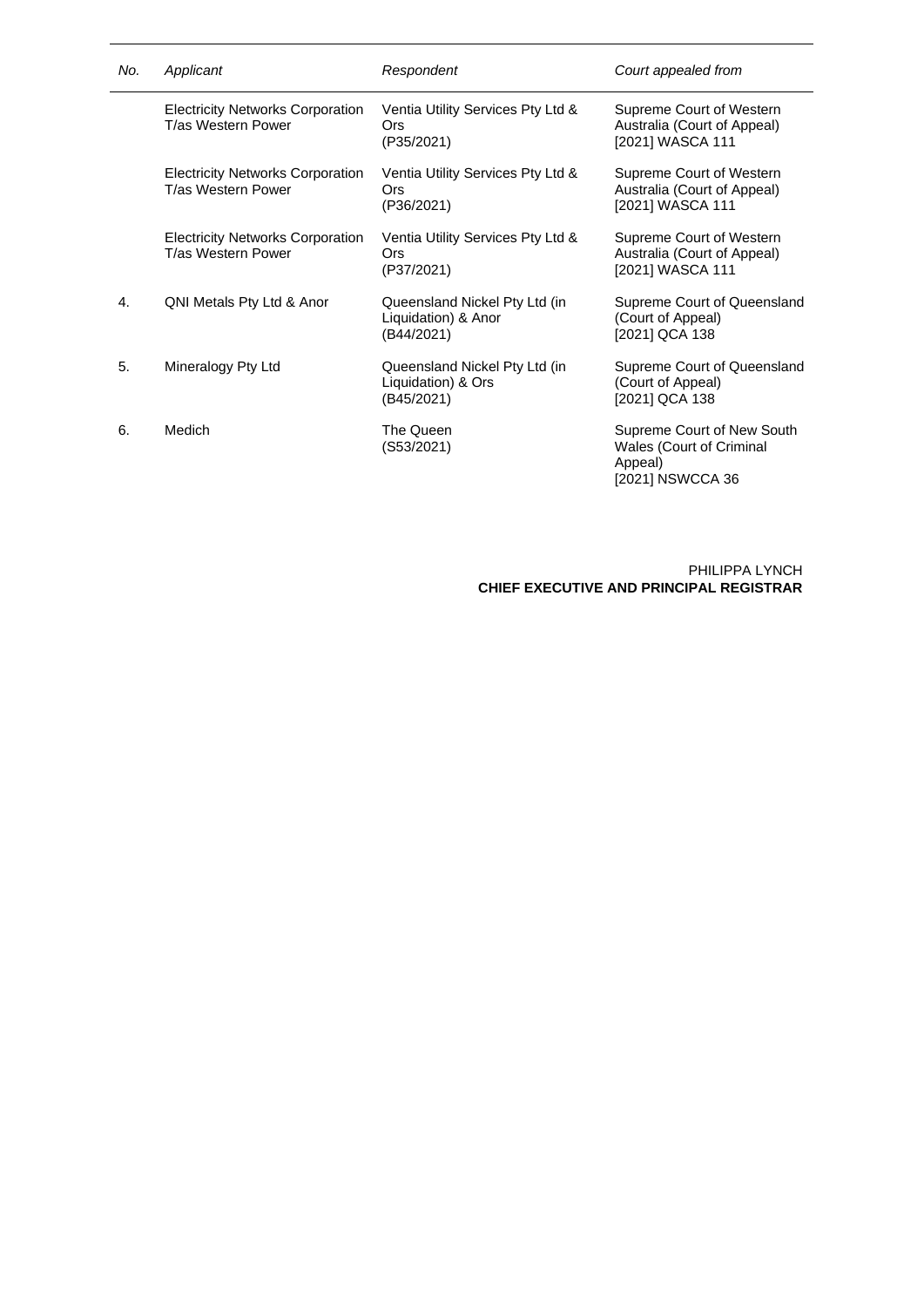| *No.* | *Applicant* | *Respondent* | *Court appealed from* |
|---|---|---|---|
| | Electricity Networks Corporation T/as Western Power | Ventia Utility Services Pty Ltd & Ors (P35/2021) | Supreme Court of Western Australia (Court of Appeal) [2021] WASCA 111 |
| | Electricity Networks Corporation T/as Western Power | Ventia Utility Services Pty Ltd & Ors (P36/2021) | Supreme Court of Western Australia (Court of Appeal) [2021] WASCA 111 |
| | Electricity Networks Corporation T/as Western Power | Ventia Utility Services Pty Ltd & Ors (P37/2021) | Supreme Court of Western Australia (Court of Appeal) [2021] WASCA 111 |
| 4. | QNI Metals Pty Ltd & Anor | Queensland Nickel Pty Ltd (in Liquidation) & Anor (B44/2021) | Supreme Court of Queensland (Court of Appeal) [2021] QCA 138 |
| 5. | Mineralogy Pty Ltd | Queensland Nickel Pty Ltd (in Liquidation) & Ors (B45/2021) | Supreme Court of Queensland (Court of Appeal) [2021] QCA 138 |
| 6. | Medich | The Queen (S53/2021) | Supreme Court of New South Wales (Court of Criminal Appeal) [2021] NSWCCA 36 |

PHILIPPA LYNCH
**CHIEF EXECUTIVE AND PRINCIPAL REGISTRAR**